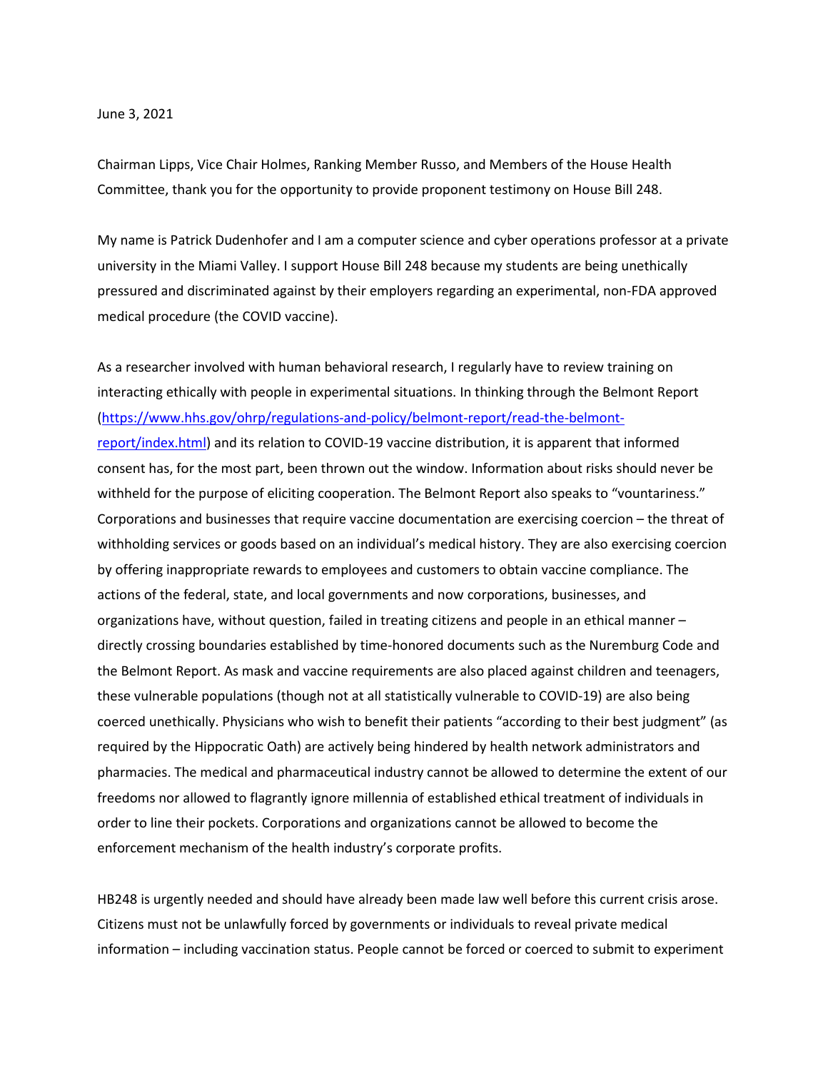June 3, 2021

Chairman Lipps, Vice Chair Holmes, Ranking Member Russo, and Members of the House Health Committee, thank you for the opportunity to provide proponent testimony on House Bill 248.

My name is Patrick Dudenhofer and I am a computer science and cyber operations professor at a private university in the Miami Valley. I support House Bill 248 because my students are being unethically pressured and discriminated against by their employers regarding an experimental, non-FDA approved medical procedure (the COVID vaccine).

As a researcher involved with human behavioral research, I regularly have to review training on interacting ethically with people in experimental situations. In thinking through the Belmont Report ([https://www.hhs.gov/ohrp/regulations-and-policy/belmont-report/read-the-belmont-report/index.html](https://www.hhs.gov/ohrp/regulations-and-policy/belmont-report/read-the-belmont-report/index.html)) and its relation to COVID-19 vaccine distribution, it is apparent that informed consent has, for the most part, been thrown out the window. Information about risks should never be withheld for the purpose of eliciting cooperation. The Belmont Report also speaks to "vountariness." Corporations and businesses that require vaccine documentation are exercising coercion – the threat of withholding services or goods based on an individual's medical history. They are also exercising coercion by offering inappropriate rewards to employees and customers to obtain vaccine compliance. The actions of the federal, state, and local governments and now corporations, businesses, and organizations have, without question, failed in treating citizens and people in an ethical manner – directly crossing boundaries established by time-honored documents such as the Nuremburg Code and the Belmont Report. As mask and vaccine requirements are also placed against children and teenagers, these vulnerable populations (though not at all statistically vulnerable to COVID-19) are also being coerced unethically. Physicians who wish to benefit their patients "according to their best judgment" (as required by the Hippocratic Oath) are actively being hindered by health network administrators and pharmacies. The medical and pharmaceutical industry cannot be allowed to determine the extent of our freedoms nor allowed to flagrantly ignore millennia of established ethical treatment of individuals in order to line their pockets. Corporations and organizations cannot be allowed to become the enforcement mechanism of the health industry's corporate profits.

HB248 is urgently needed and should have already been made law well before this current crisis arose. Citizens must not be unlawfully forced by governments or individuals to reveal private medical information – including vaccination status. People cannot be forced or coerced to submit to experiment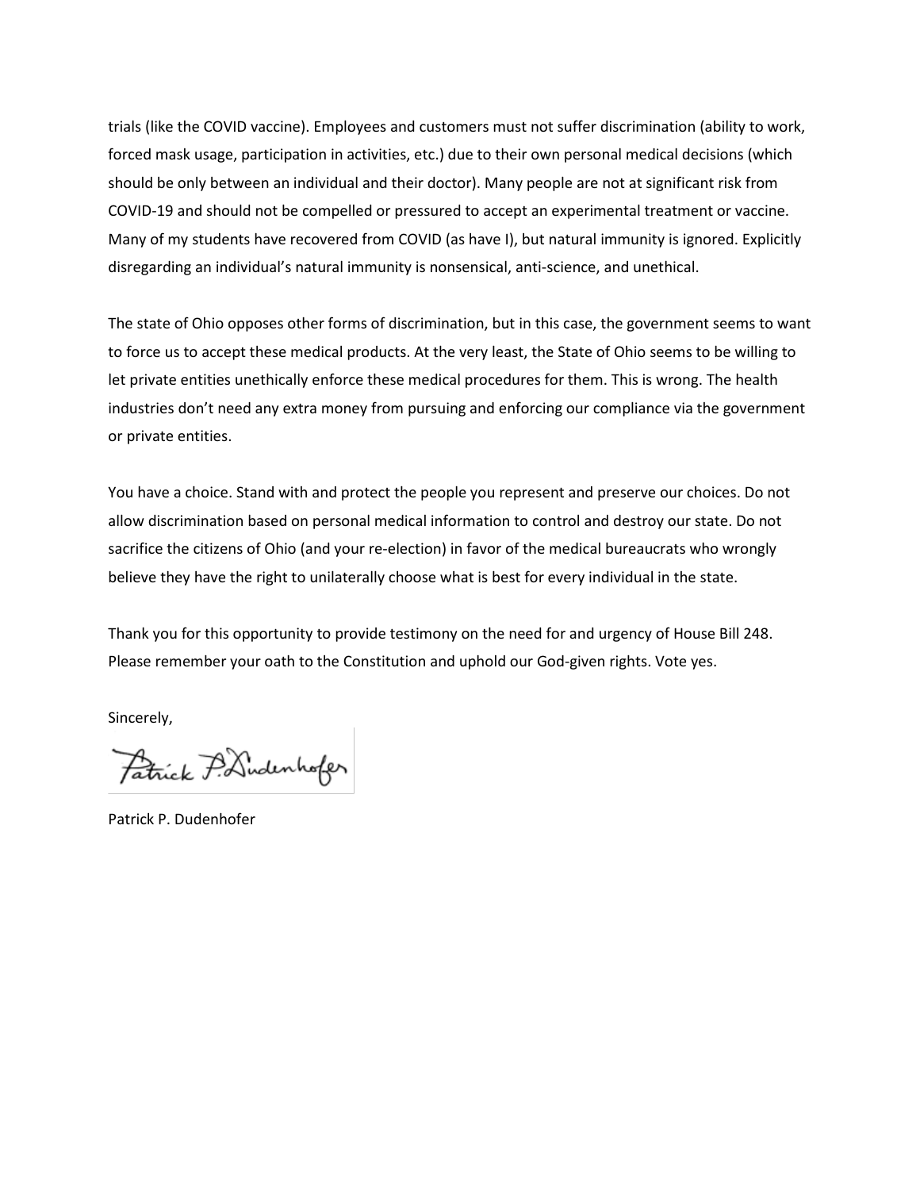trials (like the COVID vaccine). Employees and customers must not suffer discrimination (ability to work, forced mask usage, participation in activities, etc.) due to their own personal medical decisions (which should be only between an individual and their doctor). Many people are not at significant risk from COVID-19 and should not be compelled or pressured to accept an experimental treatment or vaccine. Many of my students have recovered from COVID (as have I), but natural immunity is ignored. Explicitly disregarding an individual's natural immunity is nonsensical, anti-science, and unethical.

The state of Ohio opposes other forms of discrimination, but in this case, the government seems to want to force us to accept these medical products. At the very least, the State of Ohio seems to be willing to let private entities unethically enforce these medical procedures for them. This is wrong. The health industries don't need any extra money from pursuing and enforcing our compliance via the government or private entities.

You have a choice. Stand with and protect the people you represent and preserve our choices. Do not allow discrimination based on personal medical information to control and destroy our state. Do not sacrifice the citizens of Ohio (and your re-election) in favor of the medical bureaucrats who wrongly believe they have the right to unilaterally choose what is best for every individual in the state.

Thank you for this opportunity to provide testimony on the need for and urgency of House Bill 248. Please remember your oath to the Constitution and uphold our God-given rights. Vote yes.

Sincerely,

Patrick P. Dudenhofer

Patrick P. Dudenhofer